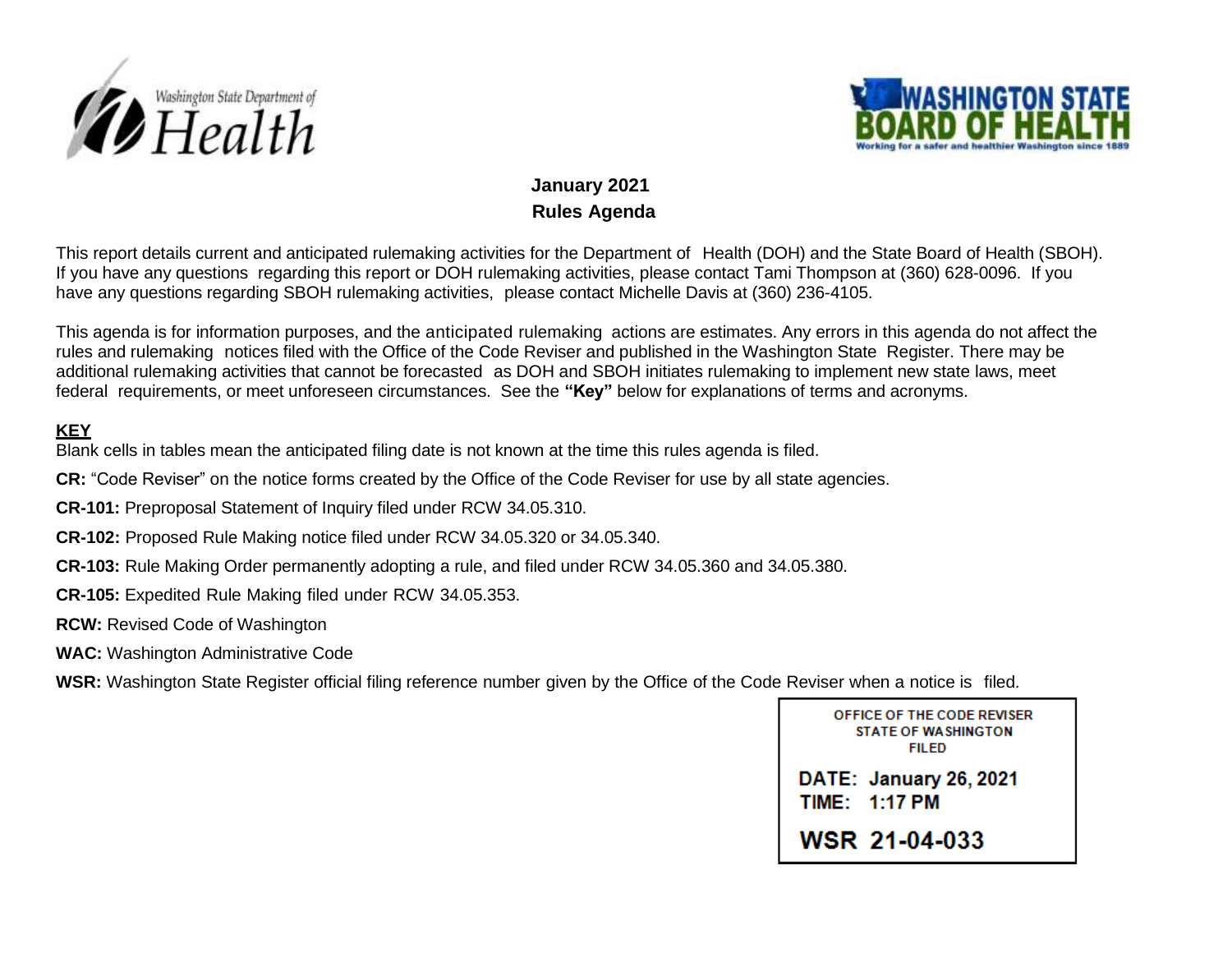Washington State Department of Health

WASHINGTON STATE BOARD OF HEALTH
Working for a safer and healthier Washington since 1889

# January 2021
# Rules Agenda

This report details current and anticipated rulemaking activities for the Department of Health (DOH) and the State Board of Health (SBOH). If you have any questions regarding this report or DOH rulemaking activities, please contact Tami Thompson at (360) 628-0096. If you have any questions regarding SBOH rulemaking activities, please contact Michelle Davis at (360) 236-4105.

This agenda is for information purposes, and the anticipated rulemaking actions are estimates. Any errors in this agenda do not affect the rules and rulemaking notices filed with the Office of the Code Reviser and published in the Washington State Register. There may be additional rulemaking activities that cannot be forecasted as DOH and SBOH initiates rulemaking to implement new state laws, meet federal requirements, or meet unforeseen circumstances. See the **"Key"** below for explanations of terms and acronyms.

**KEY**

Blank cells in tables mean the anticipated filing date is not known at the time this rules agenda is filed.

**CR:** "Code Reviser" on the notice forms created by the Office of the Code Reviser for use by all state agencies.

**CR-101:** Preproposal Statement of Inquiry filed under RCW 34.05.310.

**CR-102:** Proposed Rule Making notice filed under RCW 34.05.320 or 34.05.340.

**CR-103:** Rule Making Order permanently adopting a rule, and filed under RCW 34.05.360 and 34.05.380.

**CR-105:** Expedited Rule Making filed under RCW 34.05.353.

**RCW:** Revised Code of Washington

**WAC:** Washington Administrative Code

**WSR:** Washington State Register official filing reference number given by the Office of the Code Reviser when a notice is filed.

OFFICE OF THE CODE REVISER
STATE OF WASHINGTON
FILED

DATE: January 26, 2021
TIME: 1:17 PM

WSR 21-04-033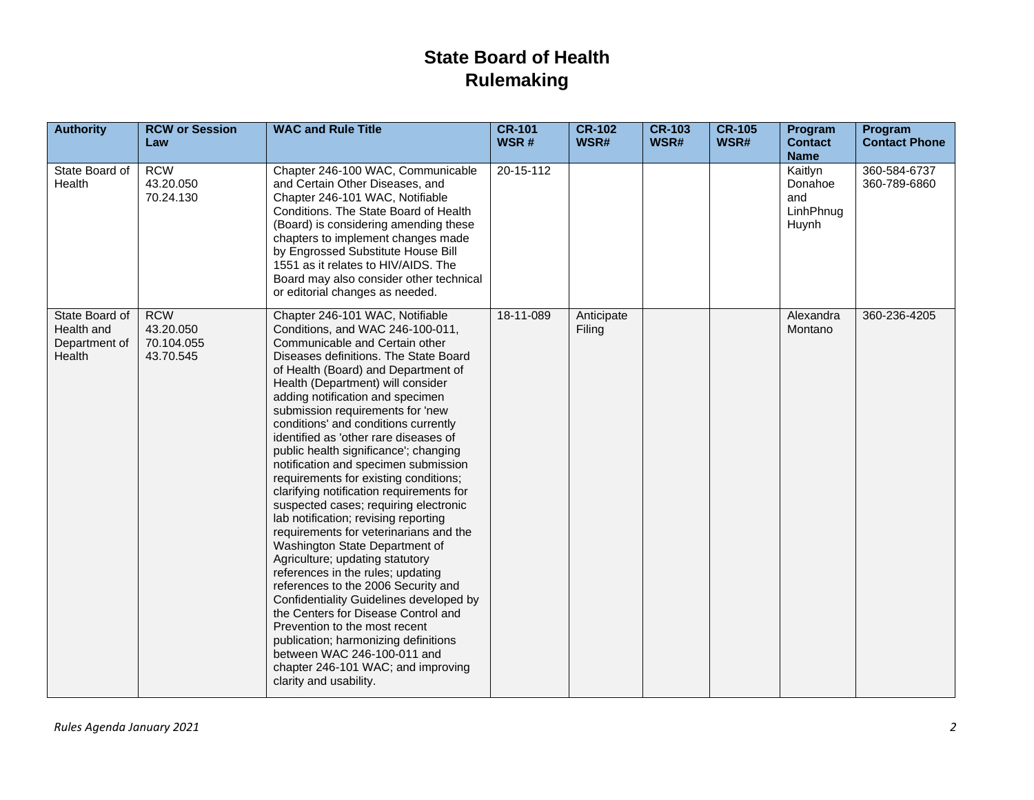# State Board of Health
# Rulemaking

| Authority | RCW or Session Law | WAC and Rule Title | CR-101 WSR # | CR-102 WSR# | CR-103 WSR# | CR-105 WSR# | Program Contact Name | Program Contact Phone |
|---|---|---|---|---|---|---|---|---|
| State Board of Health | RCW 43.20.050 70.24.130 | Chapter 246-100 WAC, Communicable and Certain Other Diseases, and Chapter 246-101 WAC, Notifiable Conditions. The State Board of Health (Board) is considering amending these chapters to implement changes made by Engrossed Substitute House Bill 1551 as it relates to HIV/AIDS. The Board may also consider other technical or editorial changes as needed. | 20-15-112 | | | | Kaitlyn Donahoe and LinhPhnug Huynh | 360-584-6737 360-789-6860 |
| State Board of Health and Department of Health | RCW 43.20.050 70.104.055 43.70.545 | Chapter 246-101 WAC, Notifiable Conditions, and WAC 246-100-011, Communicable and Certain other Diseases definitions. The State Board of Health (Board) and Department of Health (Department) will consider adding notification and specimen submission requirements for 'new conditions' and conditions currently identified as 'other rare diseases of public health significance'; changing notification and specimen submission requirements for existing conditions; clarifying notification requirements for suspected cases; requiring electronic lab notification; revising reporting requirements for veterinarians and the Washington State Department of Agriculture; updating statutory references in the rules; updating references to the 2006 Security and Confidentiality Guidelines developed by the Centers for Disease Control and Prevention to the most recent publication; harmonizing definitions between WAC 246-100-011 and chapter 246-101 WAC; and improving clarity and usability. | 18-11-089 | Anticipate Filing | | | Alexandra Montano | 360-236-4205 |

*Rules Agenda January 2021*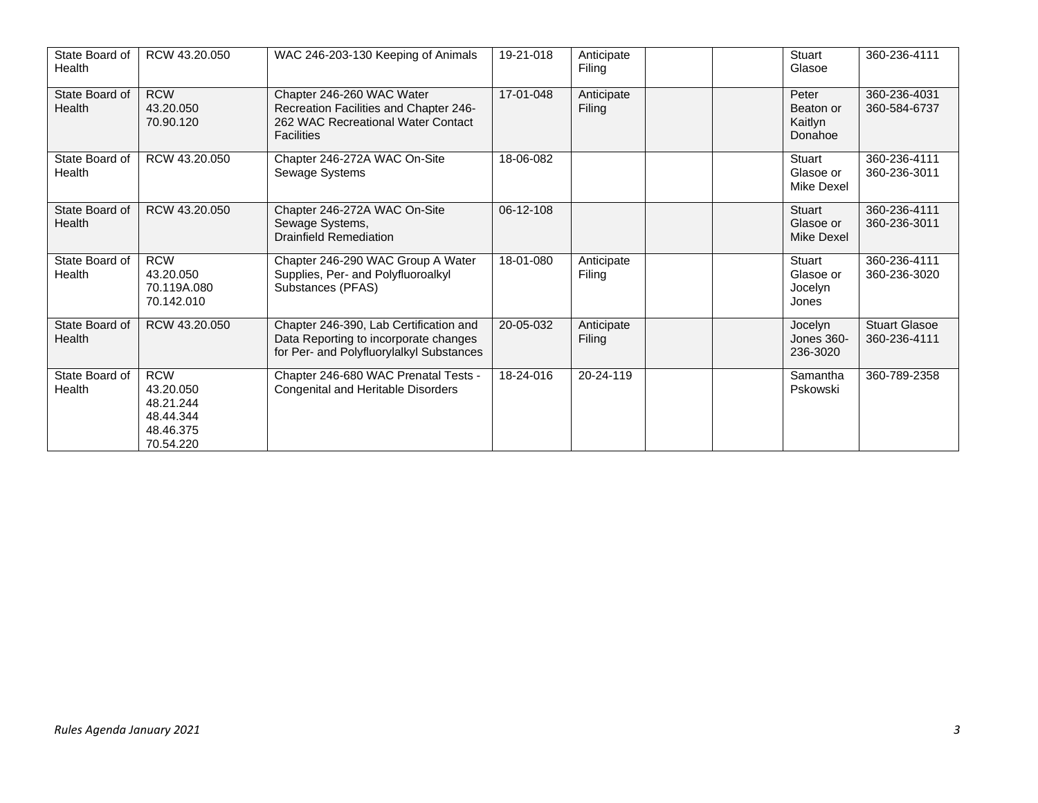| | | | | | | | | |
|---|---|---|---|---|---|---|---|---|
| State Board of Health | RCW 43.20.050 | WAC 246-203-130 Keeping of Animals | 19-21-018 | Anticipate Filing | | | Stuart Glasoe | 360-236-4111 |
| State Board of Health | RCW 43.20.050 70.90.120 | Chapter 246-260 WAC Water Recreation Facilities and Chapter 246-262 WAC Recreational Water Contact Facilities | 17-01-048 | Anticipate Filing | | | Peter Beaton or Kaitlyn Donahoe | 360-236-4031 360-584-6737 |
| State Board of Health | RCW 43.20.050 | Chapter 246-272A WAC On-Site Sewage Systems | 18-06-082 | | | | Stuart Glasoe or Mike Dexel | 360-236-4111 360-236-3011 |
| State Board of Health | RCW 43.20.050 | Chapter 246-272A WAC On-Site Sewage Systems, Drainfield Remediation | 06-12-108 | | | | Stuart Glasoe or Mike Dexel | 360-236-4111 360-236-3011 |
| State Board of Health | RCW 43.20.050 70.119A.080 70.142.010 | Chapter 246-290 WAC Group A Water Supplies, Per- and Polyfluoroalkyl Substances (PFAS) | 18-01-080 | Anticipate Filing | | | Stuart Glasoe or Jocelyn Jones | 360-236-4111 360-236-3020 |
| State Board of Health | RCW 43.20.050 | Chapter 246-390, Lab Certification and Data Reporting to incorporate changes for Per- and Polyfluorylalkyl Substances | 20-05-032 | Anticipate Filing | | | Jocelyn Jones 360-236-3020 | Stuart Glasoe 360-236-4111 |
| State Board of Health | RCW 43.20.050 48.21.244 48.44.344 48.46.375 70.54.220 | Chapter 246-680 WAC Prenatal Tests - Congenital and Heritable Disorders | 18-24-016 | 20-24-119 | | | Samantha Pskowski | 360-789-2358 |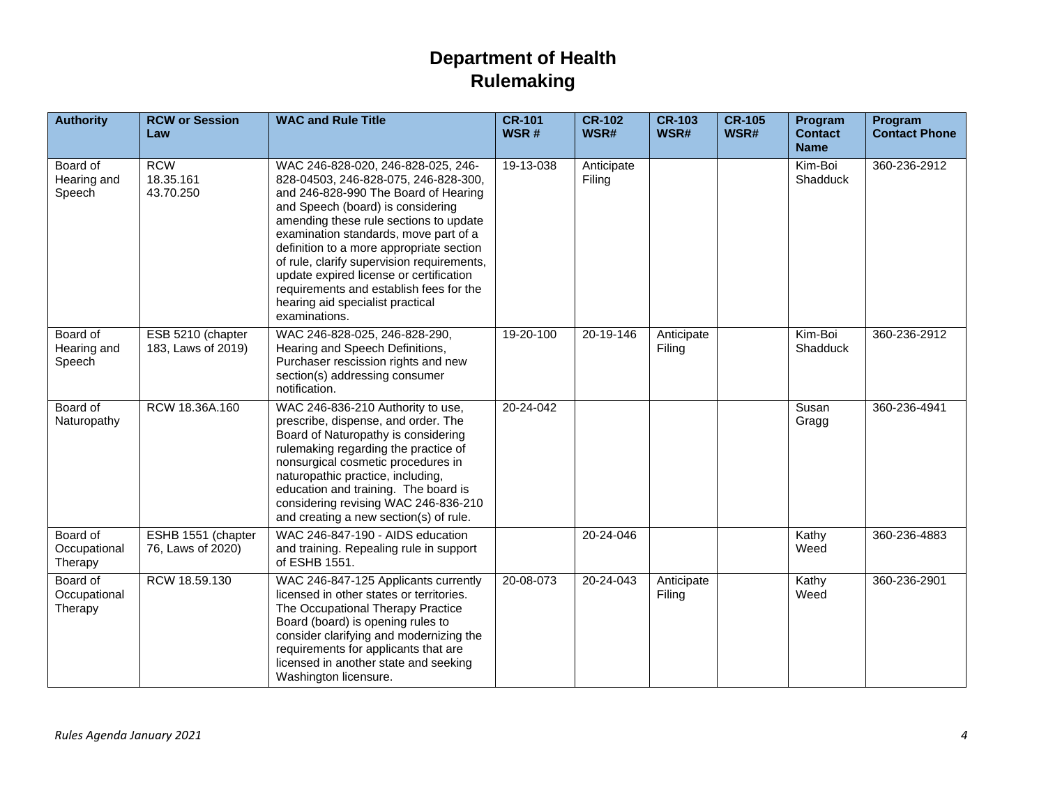# Department of Health
# Rulemaking

| Authority | RCW or Session Law | WAC and Rule Title | CR-101 WSR # | CR-102 WSR# | CR-103 WSR# | CR-105 WSR# | Program Contact Name | Program Contact Phone |
|---|---|---|---|---|---|---|---|---|
| Board of Hearing and Speech | RCW 18.35.161 43.70.250 | WAC 246-828-020, 246-828-025, 246-828-04503, 246-828-075, 246-828-300, and 246-828-990 The Board of Hearing and Speech (board) is considering amending these rule sections to update examination standards, move part of a definition to a more appropriate section of rule, clarify supervision requirements, update expired license or certification requirements and establish fees for the hearing aid specialist practical examinations. | 19-13-038 | Anticipate Filing | | | Kim-Boi Shadduck | 360-236-2912 |
| Board of Hearing and Speech | ESB 5210 (chapter 183, Laws of 2019) | WAC 246-828-025, 246-828-290, Hearing and Speech Definitions, Purchaser rescission rights and new section(s) addressing consumer notification. | 19-20-100 | 20-19-146 | Anticipate Filing | | Kim-Boi Shadduck | 360-236-2912 |
| Board of Naturopathy | RCW 18.36A.160 | WAC 246-836-210 Authority to use, prescribe, dispense, and order. The Board of Naturopathy is considering rulemaking regarding the practice of nonsurgical cosmetic procedures in naturopathic practice, including, education and training. The board is considering revising WAC 246-836-210 and creating a new section(s) of rule. | 20-24-042 | | | | Susan Gragg | 360-236-4941 |
| Board of Occupational Therapy | ESHB 1551 (chapter 76, Laws of 2020) | WAC 246-847-190 - AIDS education and training. Repealing rule in support of ESHB 1551. | | 20-24-046 | | | Kathy Weed | 360-236-4883 |
| Board of Occupational Therapy | RCW 18.59.130 | WAC 246-847-125 Applicants currently licensed in other states or territories. The Occupational Therapy Practice Board (board) is opening rules to consider clarifying and modernizing the requirements for applicants that are licensed in another state and seeking Washington licensure. | 20-08-073 | 20-24-043 | Anticipate Filing | | Kathy Weed | 360-236-2901 |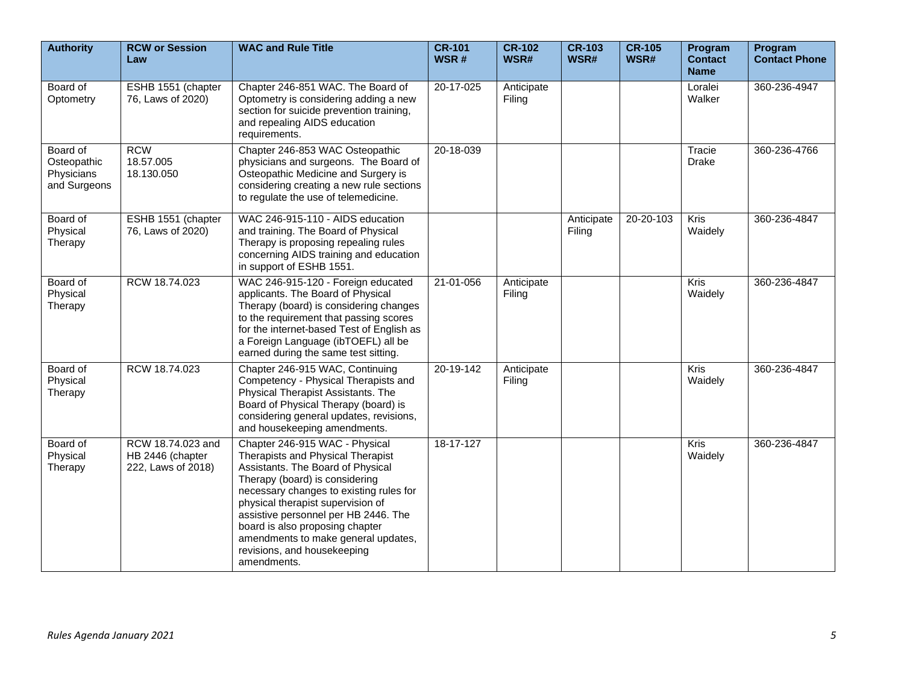| Authority | RCW or Session Law | WAC and Rule Title | CR-101 WSR # | CR-102 WSR# | CR-103 WSR# | CR-105 WSR# | Program Contact Name | Program Contact Phone |
|---|---|---|---|---|---|---|---|---|
| Board of Optometry | ESHB 1551 (chapter 76, Laws of 2020) | Chapter 246-851 WAC. The Board of Optometry is considering adding a new section for suicide prevention training, and repealing AIDS education requirements. | 20-17-025 | Anticipate Filing | | | Loralei Walker | 360-236-4947 |
| Board of Osteopathic Physicians and Surgeons | RCW 18.57.005 18.130.050 | Chapter 246-853 WAC Osteopathic physicians and surgeons. The Board of Osteopathic Medicine and Surgery is considering creating a new rule sections to regulate the use of telemedicine. | 20-18-039 | | | | Tracie Drake | 360-236-4766 |
| Board of Physical Therapy | ESHB 1551 (chapter 76, Laws of 2020) | WAC 246-915-110 - AIDS education and training. The Board of Physical Therapy is proposing repealing rules concerning AIDS training and education in support of ESHB 1551. | | | Anticipate Filing | 20-20-103 | Kris Waidely | 360-236-4847 |
| Board of Physical Therapy | RCW 18.74.023 | WAC 246-915-120 - Foreign educated applicants. The Board of Physical Therapy (board) is considering changes to the requirement that passing scores for the internet-based Test of English as a Foreign Language (ibTOEFL) all be earned during the same test sitting. | 21-01-056 | Anticipate Filing | | | Kris Waidely | 360-236-4847 |
| Board of Physical Therapy | RCW 18.74.023 | Chapter 246-915 WAC, Continuing Competency - Physical Therapists and Physical Therapist Assistants. The Board of Physical Therapy (board) is considering general updates, revisions, and housekeeping amendments. | 20-19-142 | Anticipate Filing | | | Kris Waidely | 360-236-4847 |
| Board of Physical Therapy | RCW 18.74.023 and HB 2446 (chapter 222, Laws of 2018) | Chapter 246-915 WAC - Physical Therapists and Physical Therapist Assistants. The Board of Physical Therapy (board) is considering necessary changes to existing rules for physical therapist supervision of assistive personnel per HB 2446. The board is also proposing chapter amendments to make general updates, revisions, and housekeeping amendments. | 18-17-127 | | | | Kris Waidely | 360-236-4847 |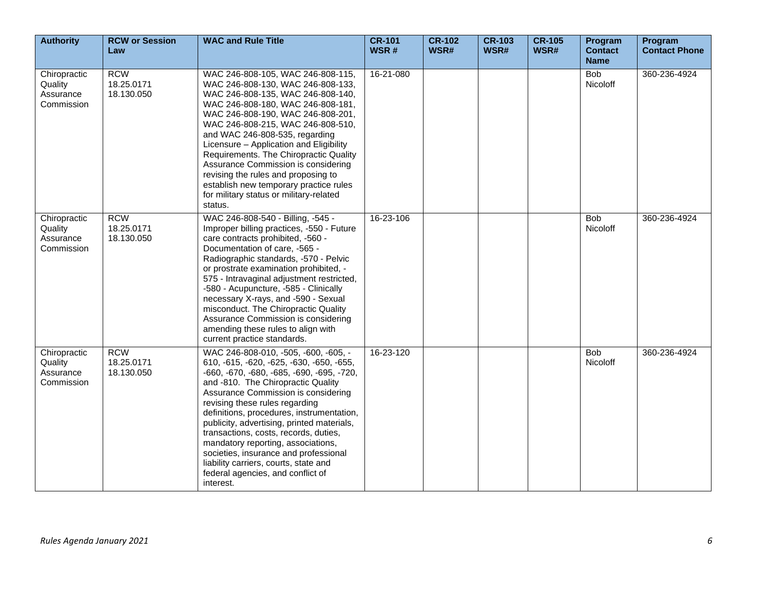| Authority | RCW or Session Law | WAC and Rule Title | CR-101 WSR # | CR-102 WSR# | CR-103 WSR# | CR-105 WSR# | Program Contact Name | Program Contact Phone |
|---|---|---|---|---|---|---|---|---|
| Chiropractic Quality Assurance Commission | RCW 18.25.0171 18.130.050 | WAC 246-808-105, WAC 246-808-115, WAC 246-808-130, WAC 246-808-133, WAC 246-808-135, WAC 246-808-140, WAC 246-808-180, WAC 246-808-181, WAC 246-808-190, WAC 246-808-201, WAC 246-808-215, WAC 246-808-510, and WAC 246-808-535, regarding Licensure – Application and Eligibility Requirements. The Chiropractic Quality Assurance Commission is considering revising the rules and proposing to establish new temporary practice rules for military status or military-related status. | 16-21-080 | | | | Bob Nicoloff | 360-236-4924 |
| Chiropractic Quality Assurance Commission | RCW 18.25.0171 18.130.050 | WAC 246-808-540 - Billing, -545 - Improper billing practices, -550 - Future care contracts prohibited, -560 - Documentation of care, -565 - Radiographic standards, -570 - Pelvic or prostrate examination prohibited, -575 - Intravaginal adjustment restricted, -580 - Acupuncture, -585 - Clinically necessary X-rays, and -590 - Sexual misconduct. The Chiropractic Quality Assurance Commission is considering amending these rules to align with current practice standards. | 16-23-106 | | | | Bob Nicoloff | 360-236-4924 |
| Chiropractic Quality Assurance Commission | RCW 18.25.0171 18.130.050 | WAC 246-808-010, -505, -600, -605, -610, -615, -620, -625, -630, -650, -655, -660, -670, -680, -685, -690, -695, -720, and -810. The Chiropractic Quality Assurance Commission is considering revising these rules regarding definitions, procedures, instrumentation, publicity, advertising, printed materials, transactions, costs, records, duties, mandatory reporting, associations, societies, insurance and professional liability carriers, courts, state and federal agencies, and conflict of interest. | 16-23-120 | | | | Bob Nicoloff | 360-236-4924 |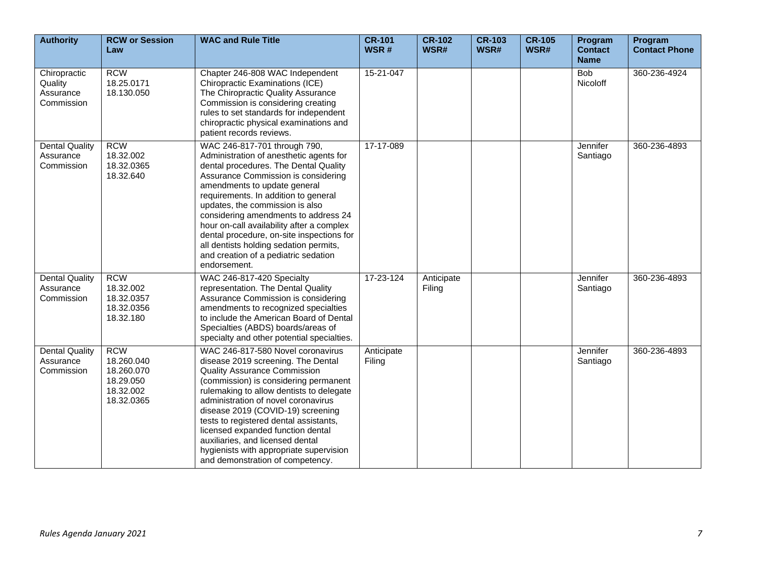| Authority | RCW or Session Law | WAC and Rule Title | CR-101 WSR # | CR-102 WSR# | CR-103 WSR# | CR-105 WSR# | Program Contact Name | Program Contact Phone |
|---|---|---|---|---|---|---|---|---|
| Chiropractic Quality Assurance Commission | RCW 18.25.0171 18.130.050 | Chapter 246-808 WAC Independent Chiropractic Examinations (ICE) The Chiropractic Quality Assurance Commission is considering creating rules to set standards for independent chiropractic physical examinations and patient records reviews. | 15-21-047 | | | | Bob Nicoloff | 360-236-4924 |
| Dental Quality Assurance Commission | RCW 18.32.002 18.32.0365 18.32.640 | WAC 246-817-701 through 790, Administration of anesthetic agents for dental procedures. The Dental Quality Assurance Commission is considering amendments to update general requirements. In addition to general updates, the commission is also considering amendments to address 24 hour on-call availability after a complex dental procedure, on-site inspections for all dentists holding sedation permits, and creation of a pediatric sedation endorsement. | 17-17-089 | | | | Jennifer Santiago | 360-236-4893 |
| Dental Quality Assurance Commission | RCW 18.32.002 18.32.0357 18.32.0356 18.32.180 | WAC 246-817-420 Specialty representation. The Dental Quality Assurance Commission is considering amendments to recognized specialties to include the American Board of Dental Specialties (ABDS) boards/areas of specialty and other potential specialties. | 17-23-124 | Anticipate Filing | | | Jennifer Santiago | 360-236-4893 |
| Dental Quality Assurance Commission | RCW 18.260.040 18.260.070 18.29.050 18.32.002 18.32.0365 | WAC 246-817-580 Novel coronavirus disease 2019 screening. The Dental Quality Assurance Commission (commission) is considering permanent rulemaking to allow dentists to delegate administration of novel coronavirus disease 2019 (COVID-19) screening tests to registered dental assistants, licensed expanded function dental auxiliaries, and licensed dental hygienists with appropriate supervision and demonstration of competency. | Anticipate Filing | | | | Jennifer Santiago | 360-236-4893 |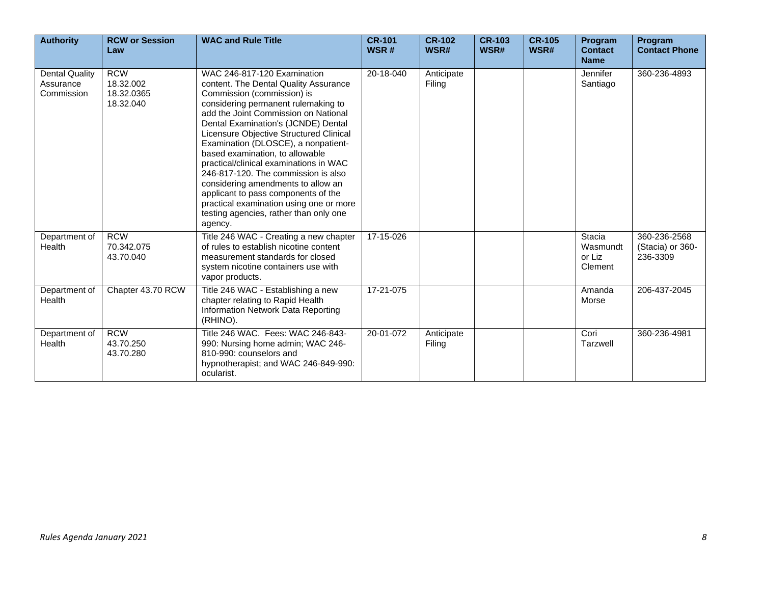| Authority | RCW or Session Law | WAC and Rule Title | CR-101 WSR # | CR-102 WSR# | CR-103 WSR# | CR-105 WSR# | Program Contact Name | Program Contact Phone |
|---|---|---|---|---|---|---|---|---|
| Dental Quality Assurance Commission | RCW 18.32.002 18.32.0365 18.32.040 | WAC 246-817-120 Examination content. The Dental Quality Assurance Commission (commission) is considering permanent rulemaking to add the Joint Commission on National Dental Examination's (JCNDE) Dental Licensure Objective Structured Clinical Examination (DLOSCE), a nonpatient-based examination, to allowable practical/clinical examinations in WAC 246-817-120. The commission is also considering amendments to allow an applicant to pass components of the practical examination using one or more testing agencies, rather than only one agency. | 20-18-040 | Anticipate Filing | | | Jennifer Santiago | 360-236-4893 |
| Department of Health | RCW 70.342.075 43.70.040 | Title 246 WAC - Creating a new chapter of rules to establish nicotine content measurement standards for closed system nicotine containers use with vapor products. | 17-15-026 | | | | Stacia Wasmundt or Liz Clement | 360-236-2568 (Stacia) or 360-236-3309 |
| Department of Health | Chapter 43.70 RCW | Title 246 WAC - Establishing a new chapter relating to Rapid Health Information Network Data Reporting (RHINO). | 17-21-075 | | | | Amanda Morse | 206-437-2045 |
| Department of Health | RCW 43.70.250 43.70.280 | Title 246 WAC. Fees: WAC 246-843-990: Nursing home admin; WAC 246-810-990: counselors and hypnotherapist; and WAC 246-849-990: ocularist. | 20-01-072 | Anticipate Filing | | | Cori Tarzwell | 360-236-4981 |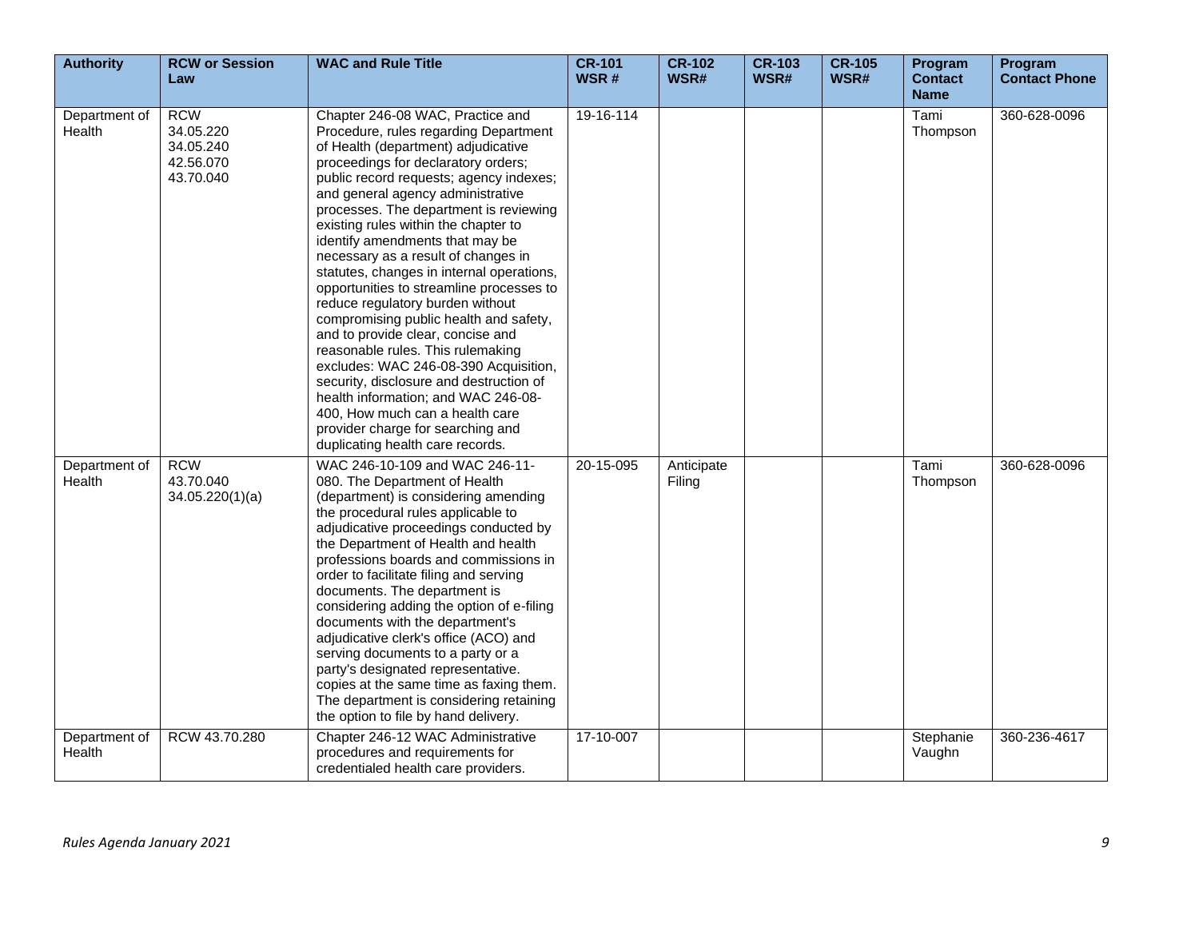| Authority | RCW or Session Law | WAC and Rule Title | CR-101 WSR # | CR-102 WSR# | CR-103 WSR# | CR-105 WSR# | Program Contact Name | Program Contact Phone |
|---|---|---|---|---|---|---|---|---|
| Department of Health | RCW 34.05.220 34.05.240 42.56.070 43.70.040 | Chapter 246-08 WAC, Practice and Procedure, rules regarding Department of Health (department) adjudicative proceedings for declaratory orders; public record requests; agency indexes; and general agency administrative processes. The department is reviewing existing rules within the chapter to identify amendments that may be necessary as a result of changes in statutes, changes in internal operations, opportunities to streamline processes to reduce regulatory burden without compromising public health and safety, and to provide clear, concise and reasonable rules. This rulemaking excludes: WAC 246-08-390 Acquisition, security, disclosure and destruction of health information; and WAC 246-08-400, How much can a health care provider charge for searching and duplicating health care records. | 19-16-114 | | | | Tami Thompson | 360-628-0096 |
| Department of Health | RCW 43.70.040 34.05.220(1)(a) | WAC 246-10-109 and WAC 246-11-080. The Department of Health (department) is considering amending the procedural rules applicable to adjudicative proceedings conducted by the Department of Health and health professions boards and commissions in order to facilitate filing and serving documents. The department is considering adding the option of e-filing documents with the department's adjudicative clerk's office (ACO) and serving documents to a party or a party's designated representative. copies at the same time as faxing them. The department is considering retaining the option to file by hand delivery. | 20-15-095 | Anticipate Filing | | | Tami Thompson | 360-628-0096 |
| Department of Health | RCW 43.70.280 | Chapter 246-12 WAC Administrative procedures and requirements for credentialed health care providers. | 17-10-007 | | | | Stephanie Vaughn | 360-236-4617 |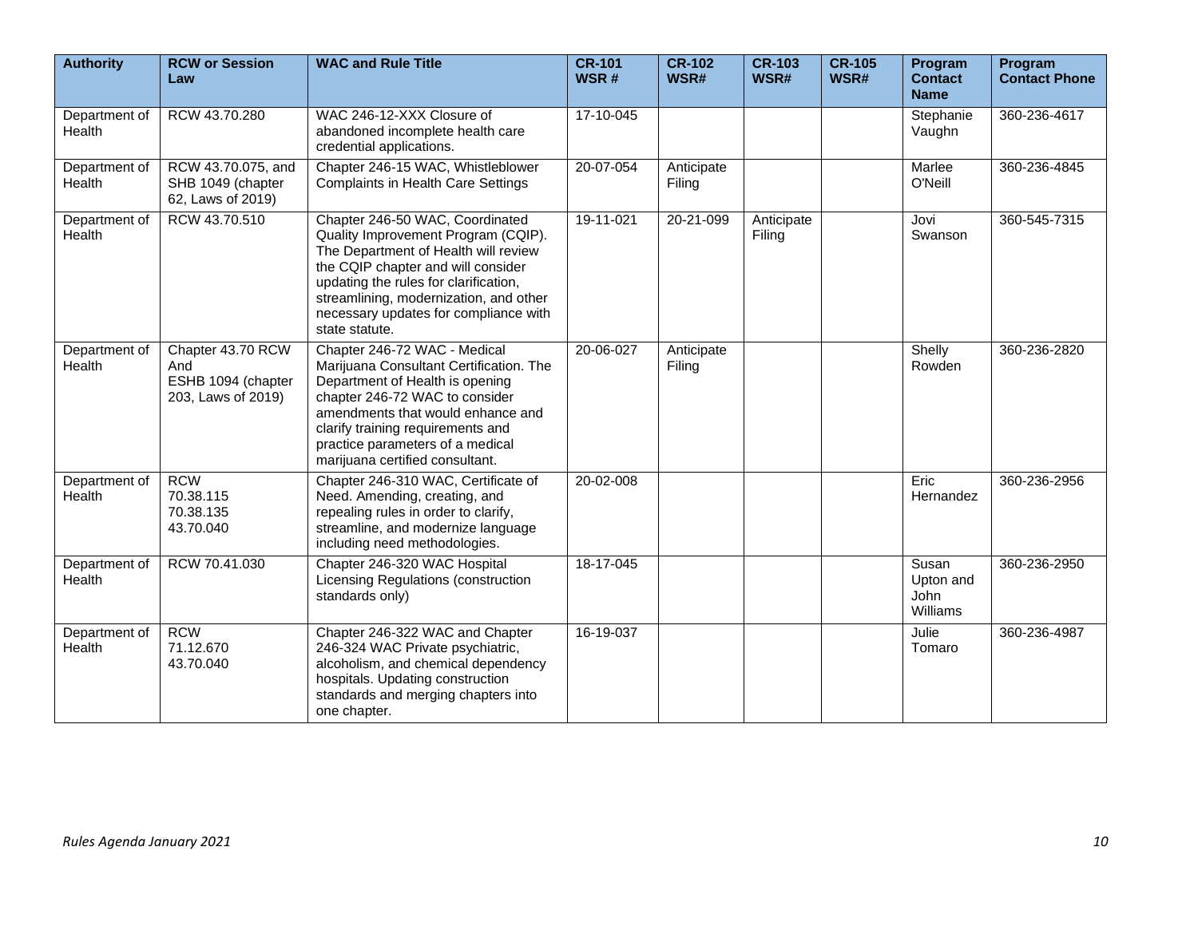| Authority | RCW or Session Law | WAC and Rule Title | CR-101 WSR # | CR-102 WSR# | CR-103 WSR# | CR-105 WSR# | Program Contact Name | Program Contact Phone |
|---|---|---|---|---|---|---|---|---|
| Department of Health | RCW 43.70.280 | WAC 246-12-XXX Closure of abandoned incomplete health care credential applications. | 17-10-045 | | | | Stephanie Vaughn | 360-236-4617 |
| Department of Health | RCW 43.70.075, and SHB 1049 (chapter 62, Laws of 2019) | Chapter 246-15 WAC, Whistleblower Complaints in Health Care Settings | 20-07-054 | Anticipate Filing | | | Marlee O'Neill | 360-236-4845 |
| Department of Health | RCW 43.70.510 | Chapter 246-50 WAC, Coordinated Quality Improvement Program (CQIP). The Department of Health will review the CQIP chapter and will consider updating the rules for clarification, streamlining, modernization, and other necessary updates for compliance with state statute. | 19-11-021 | 20-21-099 | Anticipate Filing | | Jovi Swanson | 360-545-7315 |
| Department of Health | Chapter 43.70 RCW And ESHB 1094 (chapter 203, Laws of 2019) | Chapter 246-72 WAC - Medical Marijuana Consultant Certification. The Department of Health is opening chapter 246-72 WAC to consider amendments that would enhance and clarify training requirements and practice parameters of a medical marijuana certified consultant. | 20-06-027 | Anticipate Filing | | | Shelly Rowden | 360-236-2820 |
| Department of Health | RCW 70.38.115 70.38.135 43.70.040 | Chapter 246-310 WAC, Certificate of Need. Amending, creating, and repealing rules in order to clarify, streamline, and modernize language including need methodologies. | 20-02-008 | | | | Eric Hernandez | 360-236-2956 |
| Department of Health | RCW 70.41.030 | Chapter 246-320 WAC Hospital Licensing Regulations (construction standards only) | 18-17-045 | | | | Susan Upton and John Williams | 360-236-2950 |
| Department of Health | RCW 71.12.670 43.70.040 | Chapter 246-322 WAC and Chapter 246-324 WAC Private psychiatric, alcoholism, and chemical dependency hospitals. Updating construction standards and merging chapters into one chapter. | 16-19-037 | | | | Julie Tomaro | 360-236-4987 |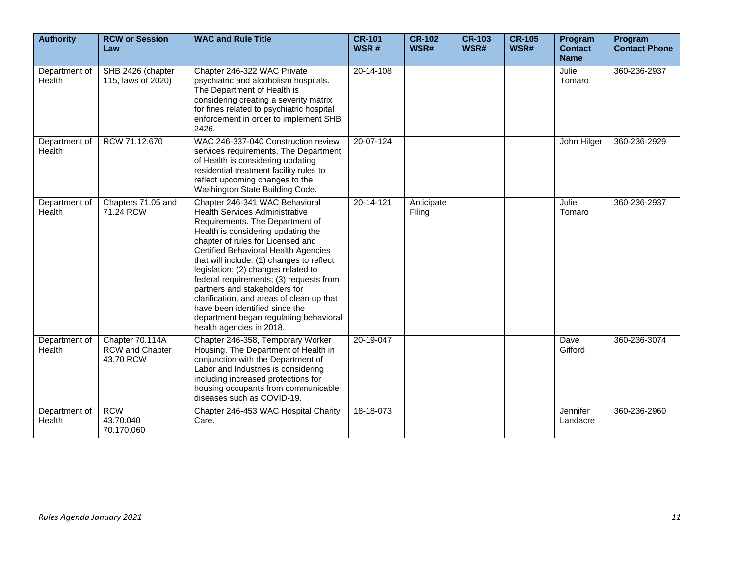| Authority | RCW or Session Law | WAC and Rule Title | CR-101 WSR # | CR-102 WSR# | CR-103 WSR# | CR-105 WSR# | Program Contact Name | Program Contact Phone |
|---|---|---|---|---|---|---|---|---|
| Department of Health | SHB 2426 (chapter 115, laws of 2020) | Chapter 246-322 WAC Private psychiatric and alcoholism hospitals. The Department of Health is considering creating a severity matrix for fines related to psychiatric hospital enforcement in order to implement SHB 2426. | 20-14-108 | | | | Julie Tomaro | 360-236-2937 |
| Department of Health | RCW 71.12.670 | WAC 246-337-040 Construction review services requirements. The Department of Health is considering updating residential treatment facility rules to reflect upcoming changes to the Washington State Building Code. | 20-07-124 | | | | John Hilger | 360-236-2929 |
| Department of Health | Chapters 71.05 and 71.24 RCW | Chapter 246-341 WAC Behavioral Health Services Administrative Requirements. The Department of Health is considering updating the chapter of rules for Licensed and Certified Behavioral Health Agencies that will include: (1) changes to reflect legislation; (2) changes related to federal requirements; (3) requests from partners and stakeholders for clarification, and areas of clean up that have been identified since the department began regulating behavioral health agencies in 2018. | 20-14-121 | Anticipate Filing | | | Julie Tomaro | 360-236-2937 |
| Department of Health | Chapter 70.114A RCW and Chapter 43.70 RCW | Chapter 246-358, Temporary Worker Housing. The Department of Health in conjunction with the Department of Labor and Industries is considering including increased protections for housing occupants from communicable diseases such as COVID-19. | 20-19-047 | | | | Dave Gifford | 360-236-3074 |
| Department of Health | RCW 43.70.040 70.170.060 | Chapter 246-453 WAC Hospital Charity Care. | 18-18-073 | | | | Jennifer Landacre | 360-236-2960 |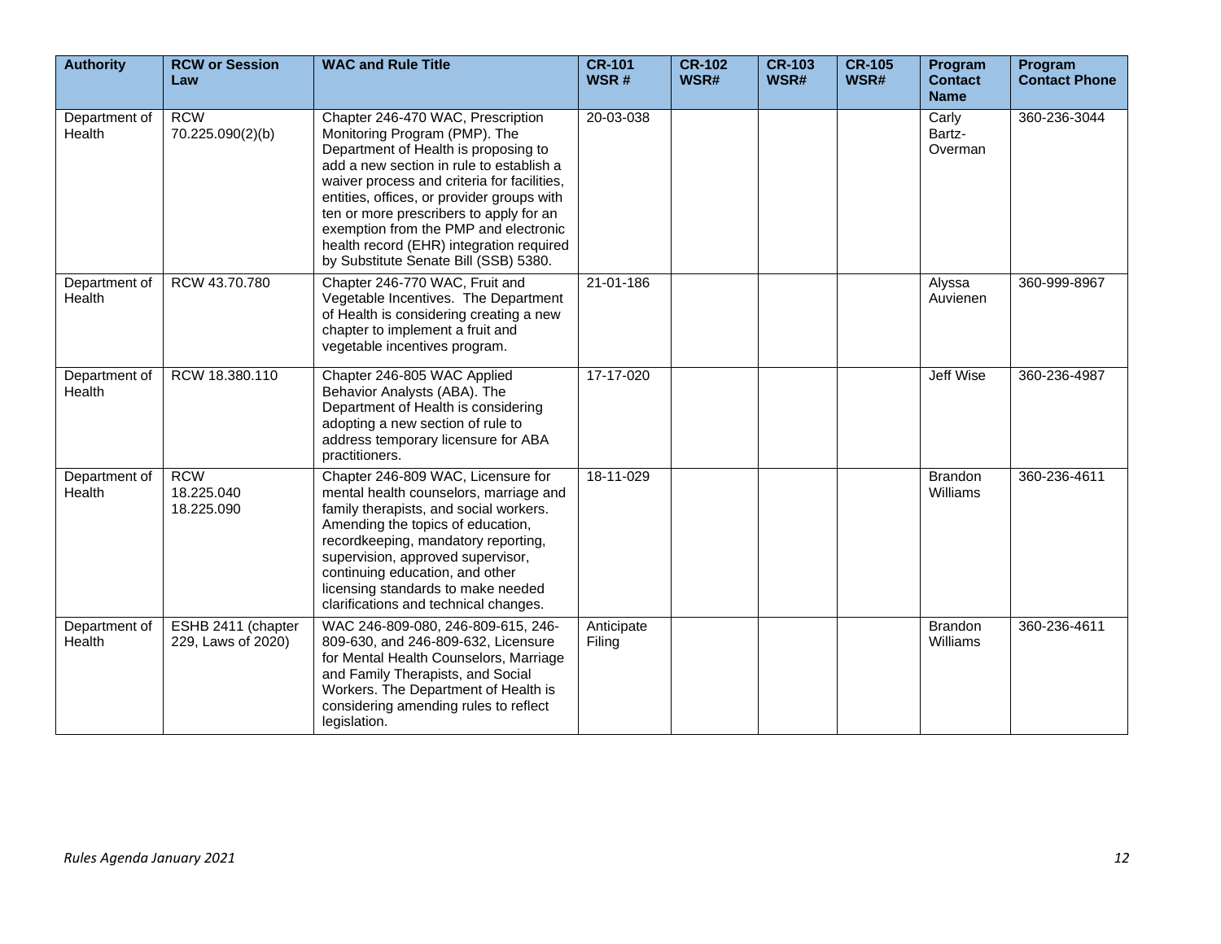| Authority | RCW or Session Law | WAC and Rule Title | CR-101 WSR # | CR-102 WSR# | CR-103 WSR# | CR-105 WSR# | Program Contact Name | Program Contact Phone |
|---|---|---|---|---|---|---|---|---|
| Department of Health | RCW 70.225.090(2)(b) | Chapter 246-470 WAC, Prescription Monitoring Program (PMP). The Department of Health is proposing to add a new section in rule to establish a waiver process and criteria for facilities, entities, offices, or provider groups with ten or more prescribers to apply for an exemption from the PMP and electronic health record (EHR) integration required by Substitute Senate Bill (SSB) 5380. | 20-03-038 | | | | Carly Bartz-Overman | 360-236-3044 |
| Department of Health | RCW 43.70.780 | Chapter 246-770 WAC, Fruit and Vegetable Incentives. The Department of Health is considering creating a new chapter to implement a fruit and vegetable incentives program. | 21-01-186 | | | | Alyssa Auvienen | 360-999-8967 |
| Department of Health | RCW 18.380.110 | Chapter 246-805 WAC Applied Behavior Analysts (ABA). The Department of Health is considering adopting a new section of rule to address temporary licensure for ABA practitioners. | 17-17-020 | | | | Jeff Wise | 360-236-4987 |
| Department of Health | RCW 18.225.040 18.225.090 | Chapter 246-809 WAC, Licensure for mental health counselors, marriage and family therapists, and social workers. Amending the topics of education, recordkeeping, mandatory reporting, supervision, approved supervisor, continuing education, and other licensing standards to make needed clarifications and technical changes. | 18-11-029 | | | | Brandon Williams | 360-236-4611 |
| Department of Health | ESHB 2411 (chapter 229, Laws of 2020) | WAC 246-809-080, 246-809-615, 246-809-630, and 246-809-632, Licensure for Mental Health Counselors, Marriage and Family Therapists, and Social Workers. The Department of Health is considering amending rules to reflect legislation. | Anticipate Filing | | | | Brandon Williams | 360-236-4611 |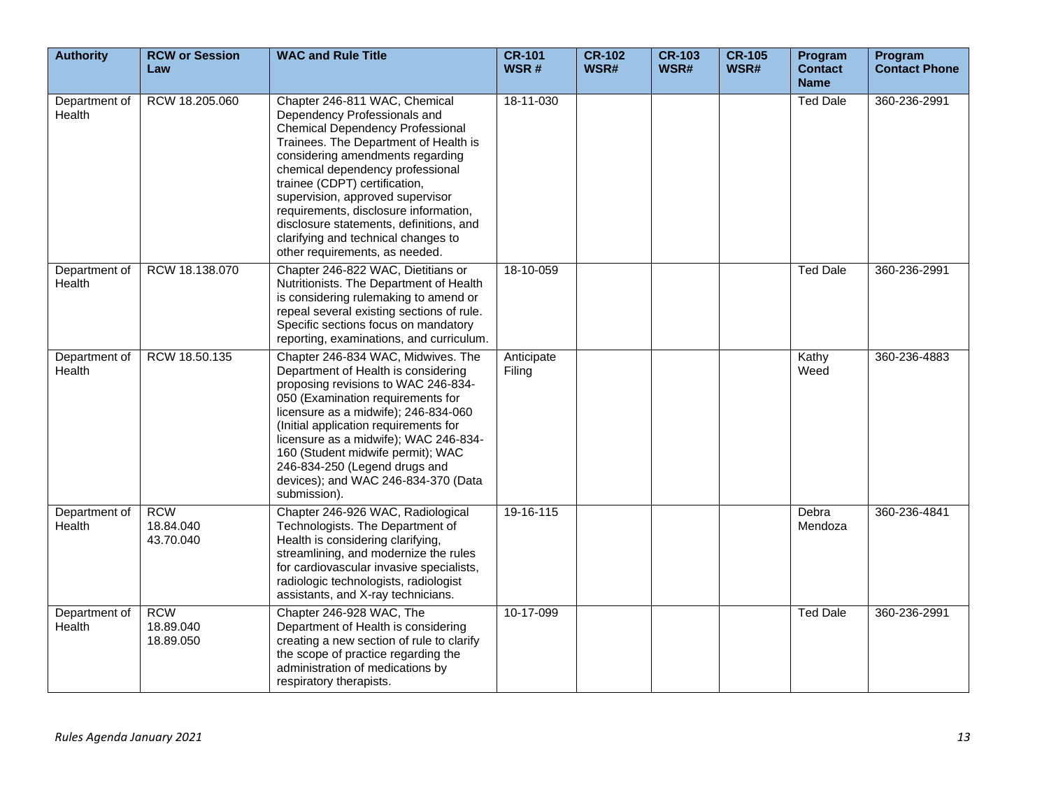| Authority | RCW or Session Law | WAC and Rule Title | CR-101 WSR # | CR-102 WSR# | CR-103 WSR# | CR-105 WSR# | Program Contact Name | Program Contact Phone |
|---|---|---|---|---|---|---|---|---|
| Department of Health | RCW 18.205.060 | Chapter 246-811 WAC, Chemical Dependency Professionals and Chemical Dependency Professional Trainees. The Department of Health is considering amendments regarding chemical dependency professional trainee (CDPT) certification, supervision, approved supervisor requirements, disclosure information, disclosure statements, definitions, and clarifying and technical changes to other requirements, as needed. | 18-11-030 | | | | Ted Dale | 360-236-2991 |
| Department of Health | RCW 18.138.070 | Chapter 246-822 WAC, Dietitians or Nutritionists. The Department of Health is considering rulemaking to amend or repeal several existing sections of rule. Specific sections focus on mandatory reporting, examinations, and curriculum. | 18-10-059 | | | | Ted Dale | 360-236-2991 |
| Department of Health | RCW 18.50.135 | Chapter 246-834 WAC, Midwives. The Department of Health is considering proposing revisions to WAC 246-834-050 (Examination requirements for licensure as a midwife); 246-834-060 (Initial application requirements for licensure as a midwife); WAC 246-834-160 (Student midwife permit); WAC 246-834-250 (Legend drugs and devices); and WAC 246-834-370 (Data submission). | Anticipate Filing | | | | Kathy Weed | 360-236-4883 |
| Department of Health | RCW 18.84.040 43.70.040 | Chapter 246-926 WAC, Radiological Technologists. The Department of Health is considering clarifying, streamlining, and modernize the rules for cardiovascular invasive specialists, radiologic technologists, radiologist assistants, and X-ray technicians. | 19-16-115 | | | | Debra Mendoza | 360-236-4841 |
| Department of Health | RCW 18.89.040 18.89.050 | Chapter 246-928 WAC, The Department of Health is considering creating a new section of rule to clarify the scope of practice regarding the administration of medications by respiratory therapists. | 10-17-099 | | | | Ted Dale | 360-236-2991 |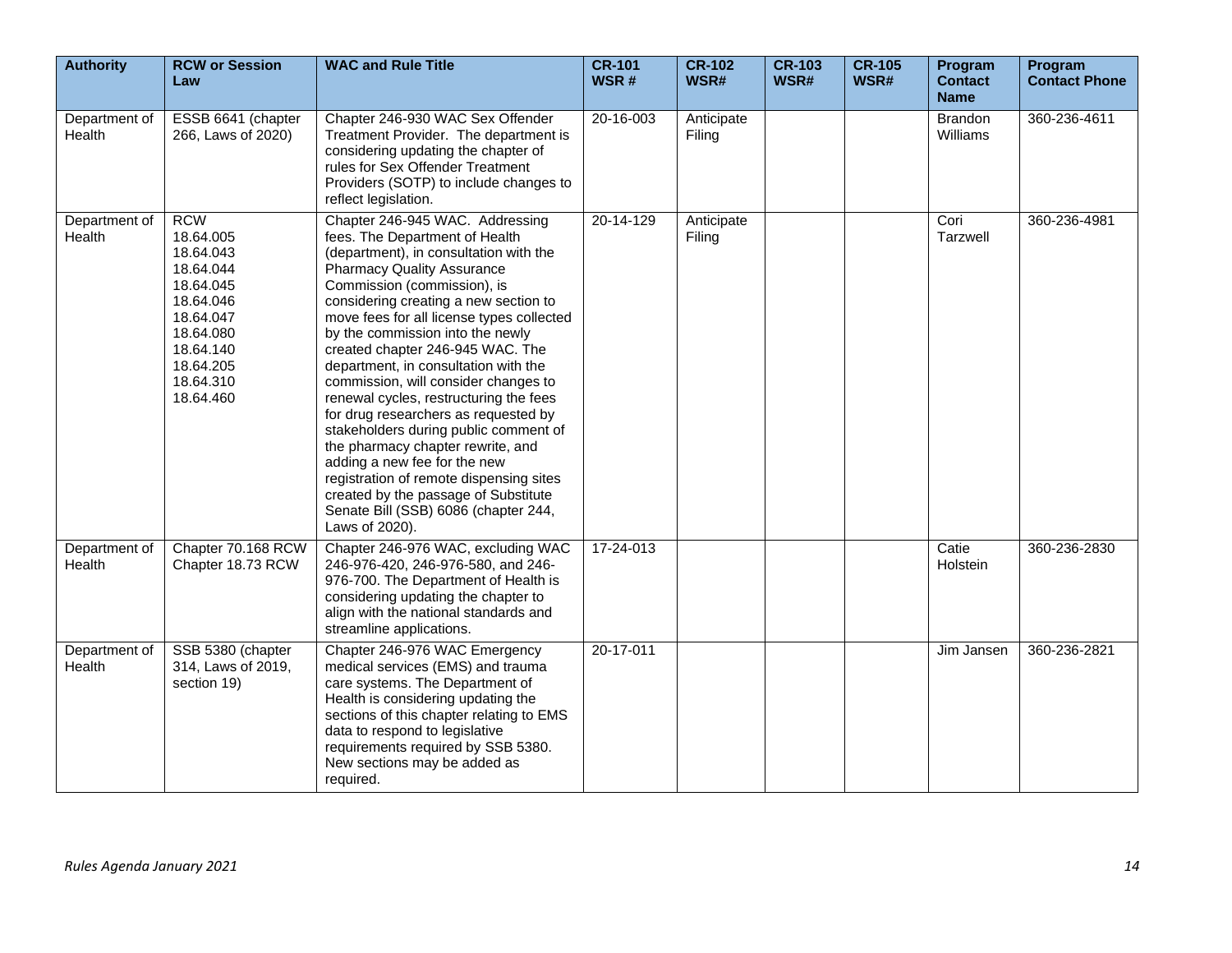| Authority | RCW or Session Law | WAC and Rule Title | CR-101 WSR # | CR-102 WSR# | CR-103 WSR# | CR-105 WSR# | Program Contact Name | Program Contact Phone |
|---|---|---|---|---|---|---|---|---|
| Department of Health | ESSB 6641 (chapter 266, Laws of 2020) | Chapter 246-930 WAC Sex Offender Treatment Provider. The department is considering updating the chapter of rules for Sex Offender Treatment Providers (SOTP) to include changes to reflect legislation. | 20-16-003 | Anticipate Filing | | | Brandon Williams | 360-236-4611 |
| Department of Health | RCW 18.64.005 18.64.043 18.64.044 18.64.045 18.64.046 18.64.047 18.64.080 18.64.140 18.64.205 18.64.310 18.64.460 | Chapter 246-945 WAC. Addressing fees. The Department of Health (department), in consultation with the Pharmacy Quality Assurance Commission (commission), is considering creating a new section to move fees for all license types collected by the commission into the newly created chapter 246-945 WAC. The department, in consultation with the commission, will consider changes to renewal cycles, restructuring the fees for drug researchers as requested by stakeholders during public comment of the pharmacy chapter rewrite, and adding a new fee for the new registration of remote dispensing sites created by the passage of Substitute Senate Bill (SSB) 6086 (chapter 244, Laws of 2020). | 20-14-129 | Anticipate Filing | | | Cori Tarzwell | 360-236-4981 |
| Department of Health | Chapter 70.168 RCW Chapter 18.73 RCW | Chapter 246-976 WAC, excluding WAC 246-976-420, 246-976-580, and 246-976-700. The Department of Health is considering updating the chapter to align with the national standards and streamline applications. | 17-24-013 | | | | Catie Holstein | 360-236-2830 |
| Department of Health | SSB 5380 (chapter 314, Laws of 2019, section 19) | Chapter 246-976 WAC Emergency medical services (EMS) and trauma care systems. The Department of Health is considering updating the sections of this chapter relating to EMS data to respond to legislative requirements required by SSB 5380. New sections may be added as required. | 20-17-011 | | | | Jim Jansen | 360-236-2821 |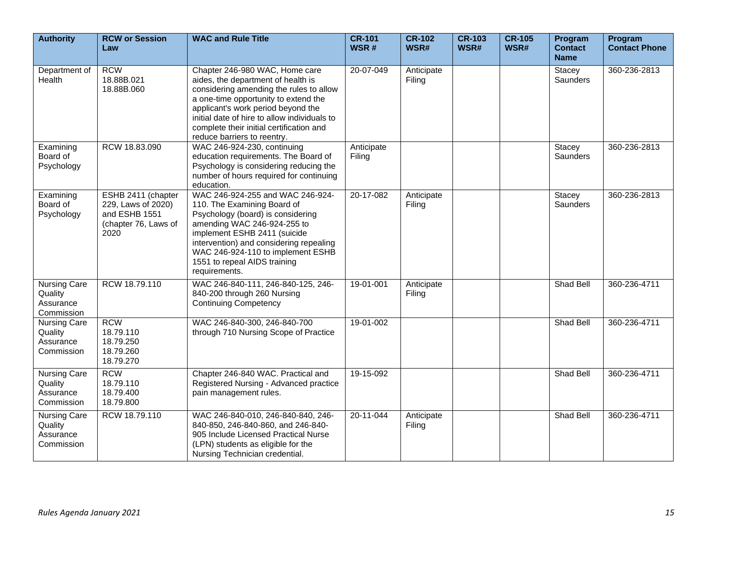| Authority | RCW or Session Law | WAC and Rule Title | CR-101 WSR # | CR-102 WSR# | CR-103 WSR# | CR-105 WSR# | Program Contact Name | Program Contact Phone |
|---|---|---|---|---|---|---|---|---|
| Department of Health | RCW 18.88B.021 18.88B.060 | Chapter 246-980 WAC, Home care aides, the department of health is considering amending the rules to allow a one-time opportunity to extend the applicant's work period beyond the initial date of hire to allow individuals to complete their initial certification and reduce barriers to reentry. | 20-07-049 | Anticipate Filing | | | Stacey Saunders | 360-236-2813 |
| Examining Board of Psychology | RCW 18.83.090 | WAC 246-924-230, continuing education requirements. The Board of Psychology is considering reducing the number of hours required for continuing education. | Anticipate Filing | | | | Stacey Saunders | 360-236-2813 |
| Examining Board of Psychology | ESHB 2411 (chapter 229, Laws of 2020) and ESHB 1551 (chapter 76, Laws of 2020 | WAC 246-924-255 and WAC 246-924-110. The Examining Board of Psychology (board) is considering amending WAC 246-924-255 to implement ESHB 2411 (suicide intervention) and considering repealing WAC 246-924-110 to implement ESHB 1551 to repeal AIDS training requirements. | 20-17-082 | Anticipate Filing | | | Stacey Saunders | 360-236-2813 |
| Nursing Care Quality Assurance Commission | RCW 18.79.110 | WAC 246-840-111, 246-840-125, 246-840-200 through 260 Nursing Continuing Competency | 19-01-001 | Anticipate Filing | | | Shad Bell | 360-236-4711 |
| Nursing Care Quality Assurance Commission | RCW 18.79.110 18.79.250 18.79.260 18.79.270 | WAC 246-840-300, 246-840-700 through 710 Nursing Scope of Practice | 19-01-002 | | | | Shad Bell | 360-236-4711 |
| Nursing Care Quality Assurance Commission | RCW 18.79.110 18.79.400 18.79.800 | Chapter 246-840 WAC. Practical and Registered Nursing - Advanced practice pain management rules. | 19-15-092 | | | | Shad Bell | 360-236-4711 |
| Nursing Care Quality Assurance Commission | RCW 18.79.110 | WAC 246-840-010, 246-840-840, 246-840-850, 246-840-860, and 246-840-905 Include Licensed Practical Nurse (LPN) students as eligible for the Nursing Technician credential. | 20-11-044 | Anticipate Filing | | | Shad Bell | 360-236-4711 |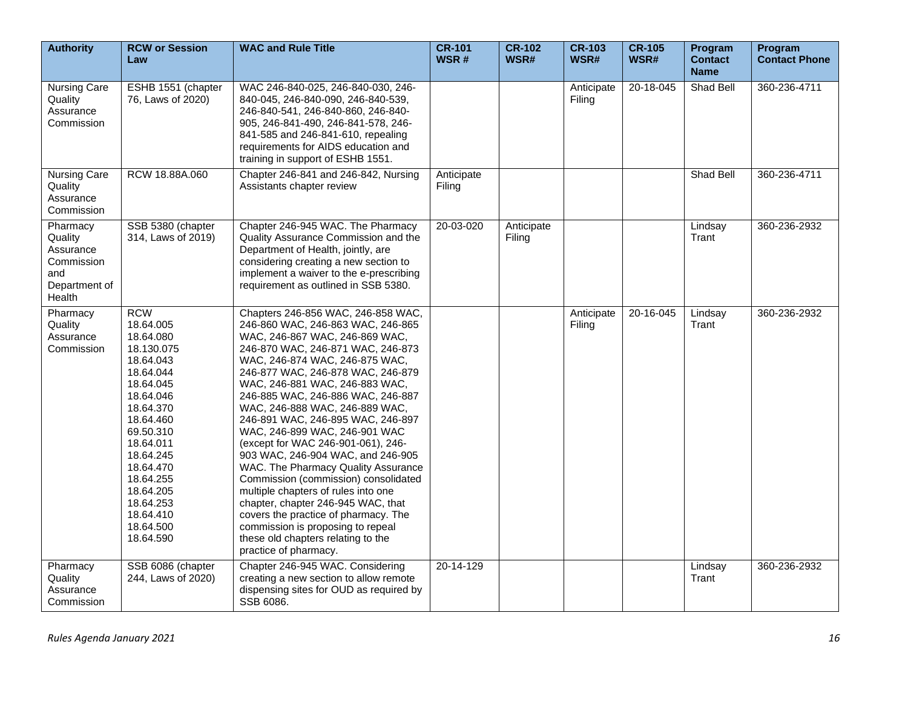| Authority | RCW or Session Law | WAC and Rule Title | CR-101 WSR # | CR-102 WSR# | CR-103 WSR# | CR-105 WSR# | Program Contact Name | Program Contact Phone |
|---|---|---|---|---|---|---|---|---|
| Nursing Care Quality Assurance Commission | ESHB 1551 (chapter 76, Laws of 2020) | WAC 246-840-025, 246-840-030, 246-840-045, 246-840-090, 246-840-539, 246-840-541, 246-840-860, 246-840-905, 246-841-490, 246-841-578, 246-841-585 and 246-841-610, repealing requirements for AIDS education and training in support of ESHB 1551. | | | Anticipate Filing | 20-18-045 | Shad Bell | 360-236-4711 |
| Nursing Care Quality Assurance Commission | RCW 18.88A.060 | Chapter 246-841 and 246-842, Nursing Assistants chapter review | Anticipate Filing | | | | Shad Bell | 360-236-4711 |
| Pharmacy Quality Assurance Commission and Department of Health | SSB 5380 (chapter 314, Laws of 2019) | Chapter 246-945 WAC. The Pharmacy Quality Assurance Commission and the Department of Health, jointly, are considering creating a new section to implement a waiver to the e-prescribing requirement as outlined in SSB 5380. | 20-03-020 | Anticipate Filing | | | Lindsay Trant | 360-236-2932 |
| Pharmacy Quality Assurance Commission | RCW 18.64.005 18.64.080 18.130.075 18.64.043 18.64.044 18.64.045 18.64.046 18.64.370 18.64.460 69.50.310 18.64.011 18.64.245 18.64.470 18.64.255 18.64.205 18.64.253 18.64.410 18.64.500 18.64.590 | Chapters 246-856 WAC, 246-858 WAC, 246-860 WAC, 246-863 WAC, 246-865 WAC, 246-867 WAC, 246-869 WAC, 246-870 WAC, 246-871 WAC, 246-873 WAC, 246-874 WAC, 246-875 WAC, 246-877 WAC, 246-878 WAC, 246-879 WAC, 246-881 WAC, 246-883 WAC, 246-885 WAC, 246-886 WAC, 246-887 WAC, 246-888 WAC, 246-889 WAC, 246-891 WAC, 246-895 WAC, 246-897 WAC, 246-899 WAC, 246-901 WAC (except for WAC 246-901-061), 246-903 WAC, 246-904 WAC, and 246-905 WAC. The Pharmacy Quality Assurance Commission (commission) consolidated multiple chapters of rules into one chapter, chapter 246-945 WAC, that covers the practice of pharmacy. The commission is proposing to repeal these old chapters relating to the practice of pharmacy. | | | Anticipate Filing | 20-16-045 | Lindsay Trant | 360-236-2932 |
| Pharmacy Quality Assurance Commission | SSB 6086 (chapter 244, Laws of 2020) | Chapter 246-945 WAC. Considering creating a new section to allow remote dispensing sites for OUD as required by SSB 6086. | 20-14-129 | | | | Lindsay Trant | 360-236-2932 |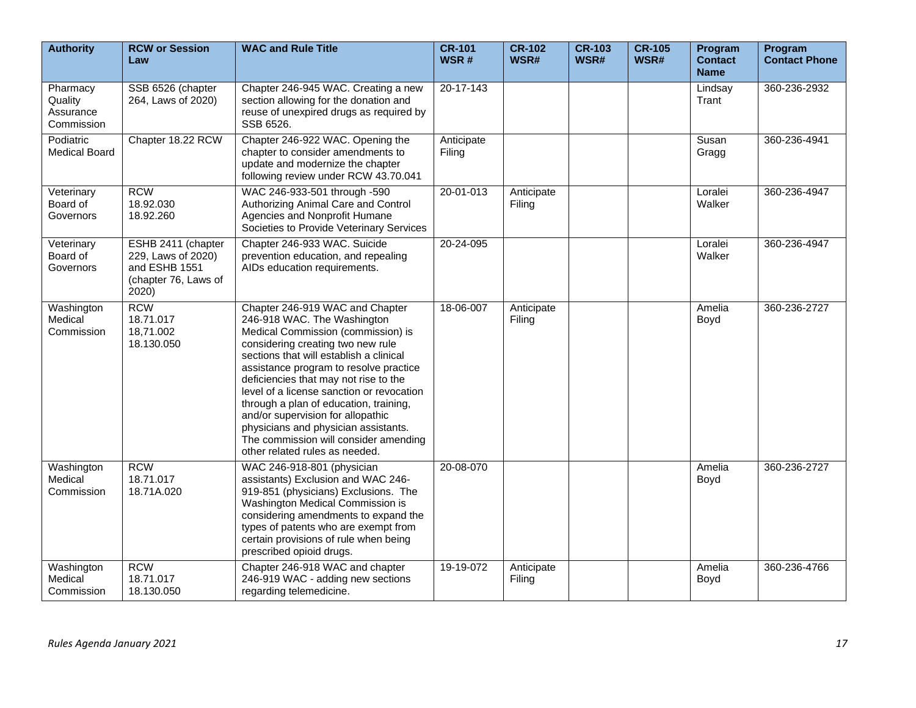| Authority | RCW or Session Law | WAC and Rule Title | CR-101 WSR # | CR-102 WSR# | CR-103 WSR# | CR-105 WSR# | Program Contact Name | Program Contact Phone |
|---|---|---|---|---|---|---|---|---|
| Pharmacy Quality Assurance Commission | SSB 6526 (chapter 264, Laws of 2020) | Chapter 246-945 WAC. Creating a new section allowing for the donation and reuse of unexpired drugs as required by SSB 6526. | 20-17-143 | | | | Lindsay Trant | 360-236-2932 |
| Podiatric Medical Board | Chapter 18.22 RCW | Chapter 246-922 WAC. Opening the chapter to consider amendments to update and modernize the chapter following review under RCW 43.70.041 | Anticipate Filing | | | | Susan Gragg | 360-236-4941 |
| Veterinary Board of Governors | RCW 18.92.030 18.92.260 | WAC 246-933-501 through -590 Authorizing Animal Care and Control Agencies and Nonprofit Humane Societies to Provide Veterinary Services | 20-01-013 | Anticipate Filing | | | Loralei Walker | 360-236-4947 |
| Veterinary Board of Governors | ESHB 2411 (chapter 229, Laws of 2020) and ESHB 1551 (chapter 76, Laws of 2020) | Chapter 246-933 WAC. Suicide prevention education, and repealing AIDs education requirements. | 20-24-095 | | | | Loralei Walker | 360-236-4947 |
| Washington Medical Commission | RCW 18.71.017 18,71.002 18.130.050 | Chapter 246-919 WAC and Chapter 246-918 WAC. The Washington Medical Commission (commission) is considering creating two new rule sections that will establish a clinical assistance program to resolve practice deficiencies that may not rise to the level of a license sanction or revocation through a plan of education, training, and/or supervision for allopathic physicians and physician assistants. The commission will consider amending other related rules as needed. | 18-06-007 | Anticipate Filing | | | Amelia Boyd | 360-236-2727 |
| Washington Medical Commission | RCW 18.71.017 18.71A.020 | WAC 246-918-801 (physician assistants) Exclusion and WAC 246-919-851 (physicians) Exclusions. The Washington Medical Commission is considering amendments to expand the types of patents who are exempt from certain provisions of rule when being prescribed opioid drugs. | 20-08-070 | | | | Amelia Boyd | 360-236-2727 |
| Washington Medical Commission | RCW 18.71.017 18.130.050 | Chapter 246-918 WAC and chapter 246-919 WAC - adding new sections regarding telemedicine. | 19-19-072 | Anticipate Filing | | | Amelia Boyd | 360-236-4766 |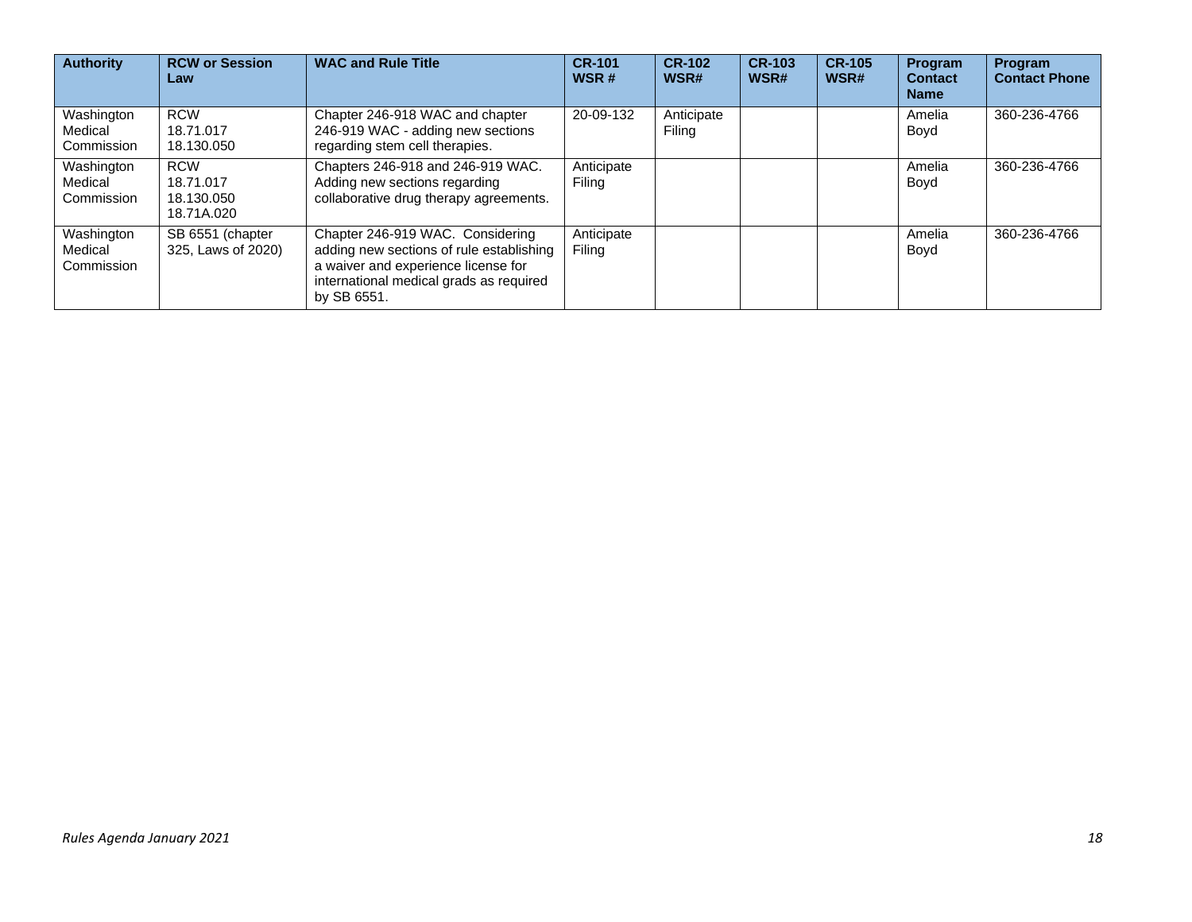| Authority | RCW or Session Law | WAC and Rule Title | CR-101 WSR # | CR-102 WSR# | CR-103 WSR# | CR-105 WSR# | Program Contact Name | Program Contact Phone |
|---|---|---|---|---|---|---|---|---|
| Washington Medical Commission | RCW 18.71.017 18.130.050 | Chapter 246-918 WAC and chapter 246-919 WAC - adding new sections regarding stem cell therapies. | 20-09-132 | Anticipate Filing | | | Amelia Boyd | 360-236-4766 |
| Washington Medical Commission | RCW 18.71.017 18.130.050 18.71A.020 | Chapters 246-918 and 246-919 WAC. Adding new sections regarding collaborative drug therapy agreements. | Anticipate Filing | | | | Amelia Boyd | 360-236-4766 |
| Washington Medical Commission | SB 6551 (chapter 325, Laws of 2020) | Chapter 246-919 WAC. Considering adding new sections of rule establishing a waiver and experience license for international medical grads as required by SB 6551. | Anticipate Filing | | | | Amelia Boyd | 360-236-4766 |